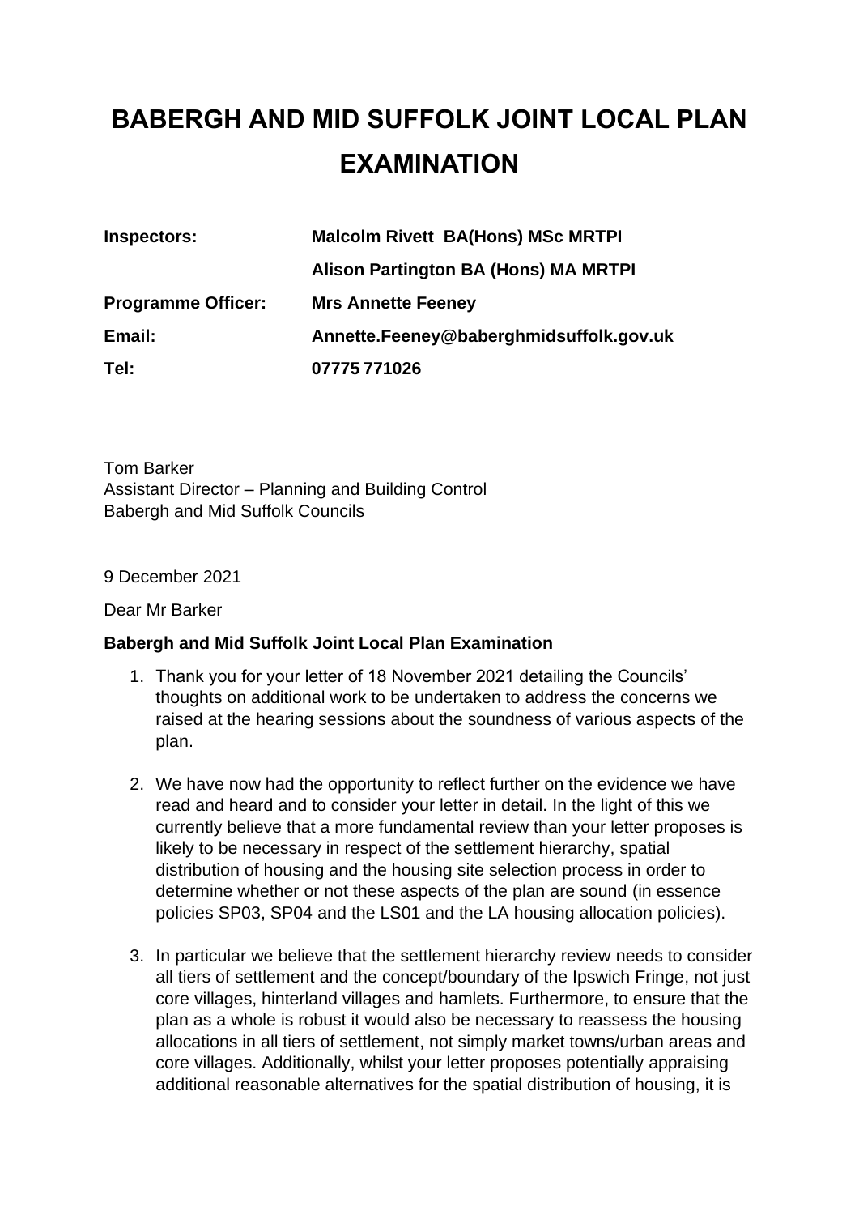# BABERGH AND MID SUFFOLK JOINT LOCAL PLAN EXAMINATION

| | |
|---|---|
| **Inspectors:** | **Malcolm Rivett BA(Hons) MSc MRTPI** |
| | **Alison Partington BA (Hons) MA MRTPI** |
| **Programme Officer:** | **Mrs Annette Feeney** |
| **Email:** | **Annette.Feeney@baberghmidsuffolk.gov.uk** |
| **Tel:** | **07775 771026** |

Tom Barker
Assistant Director – Planning and Building Control
Babergh and Mid Suffolk Councils

9 December 2021

Dear Mr Barker

**Babergh and Mid Suffolk Joint Local Plan Examination**

1. Thank you for your letter of 18 November 2021 detailing the Councils' thoughts on additional work to be undertaken to address the concerns we raised at the hearing sessions about the soundness of various aspects of the plan.

2. We have now had the opportunity to reflect further on the evidence we have read and heard and to consider your letter in detail. In the light of this we currently believe that a more fundamental review than your letter proposes is likely to be necessary in respect of the settlement hierarchy, spatial distribution of housing and the housing site selection process in order to determine whether or not these aspects of the plan are sound (in essence policies SP03, SP04 and the LS01 and the LA housing allocation policies).

3. In particular we believe that the settlement hierarchy review needs to consider all tiers of settlement and the concept/boundary of the Ipswich Fringe, not just core villages, hinterland villages and hamlets. Furthermore, to ensure that the plan as a whole is robust it would also be necessary to reassess the housing allocations in all tiers of settlement, not simply market towns/urban areas and core villages. Additionally, whilst your letter proposes potentially appraising additional reasonable alternatives for the spatial distribution of housing, it is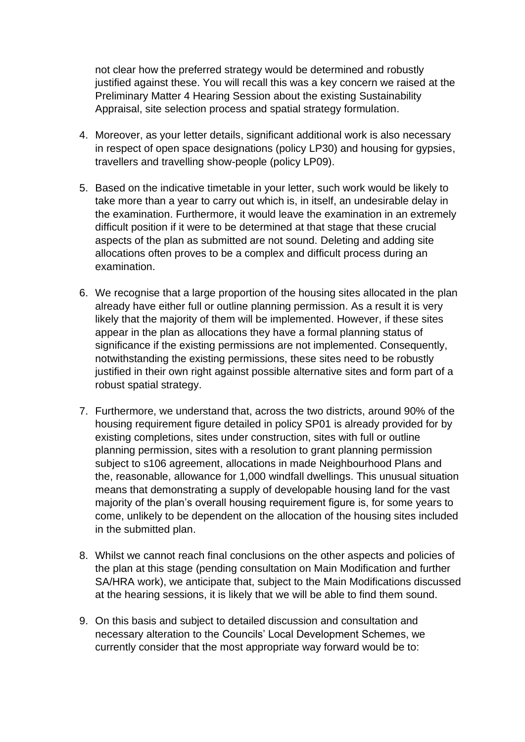not clear how the preferred strategy would be determined and robustly justified against these. You will recall this was a key concern we raised at the Preliminary Matter 4 Hearing Session about the existing Sustainability Appraisal, site selection process and spatial strategy formulation.

4. Moreover, as your letter details, significant additional work is also necessary in respect of open space designations (policy LP30) and housing for gypsies, travellers and travelling show-people (policy LP09).

5. Based on the indicative timetable in your letter, such work would be likely to take more than a year to carry out which is, in itself, an undesirable delay in the examination. Furthermore, it would leave the examination in an extremely difficult position if it were to be determined at that stage that these crucial aspects of the plan as submitted are not sound. Deleting and adding site allocations often proves to be a complex and difficult process during an examination.

6. We recognise that a large proportion of the housing sites allocated in the plan already have either full or outline planning permission. As a result it is very likely that the majority of them will be implemented. However, if these sites appear in the plan as allocations they have a formal planning status of significance if the existing permissions are not implemented. Consequently, notwithstanding the existing permissions, these sites need to be robustly justified in their own right against possible alternative sites and form part of a robust spatial strategy.

7. Furthermore, we understand that, across the two districts, around 90% of the housing requirement figure detailed in policy SP01 is already provided for by existing completions, sites under construction, sites with full or outline planning permission, sites with a resolution to grant planning permission subject to s106 agreement, allocations in made Neighbourhood Plans and the, reasonable, allowance for 1,000 windfall dwellings. This unusual situation means that demonstrating a supply of developable housing land for the vast majority of the plan's overall housing requirement figure is, for some years to come, unlikely to be dependent on the allocation of the housing sites included in the submitted plan.

8. Whilst we cannot reach final conclusions on the other aspects and policies of the plan at this stage (pending consultation on Main Modification and further SA/HRA work), we anticipate that, subject to the Main Modifications discussed at the hearing sessions, it is likely that we will be able to find them sound.

9. On this basis and subject to detailed discussion and consultation and necessary alteration to the Councils' Local Development Schemes, we currently consider that the most appropriate way forward would be to: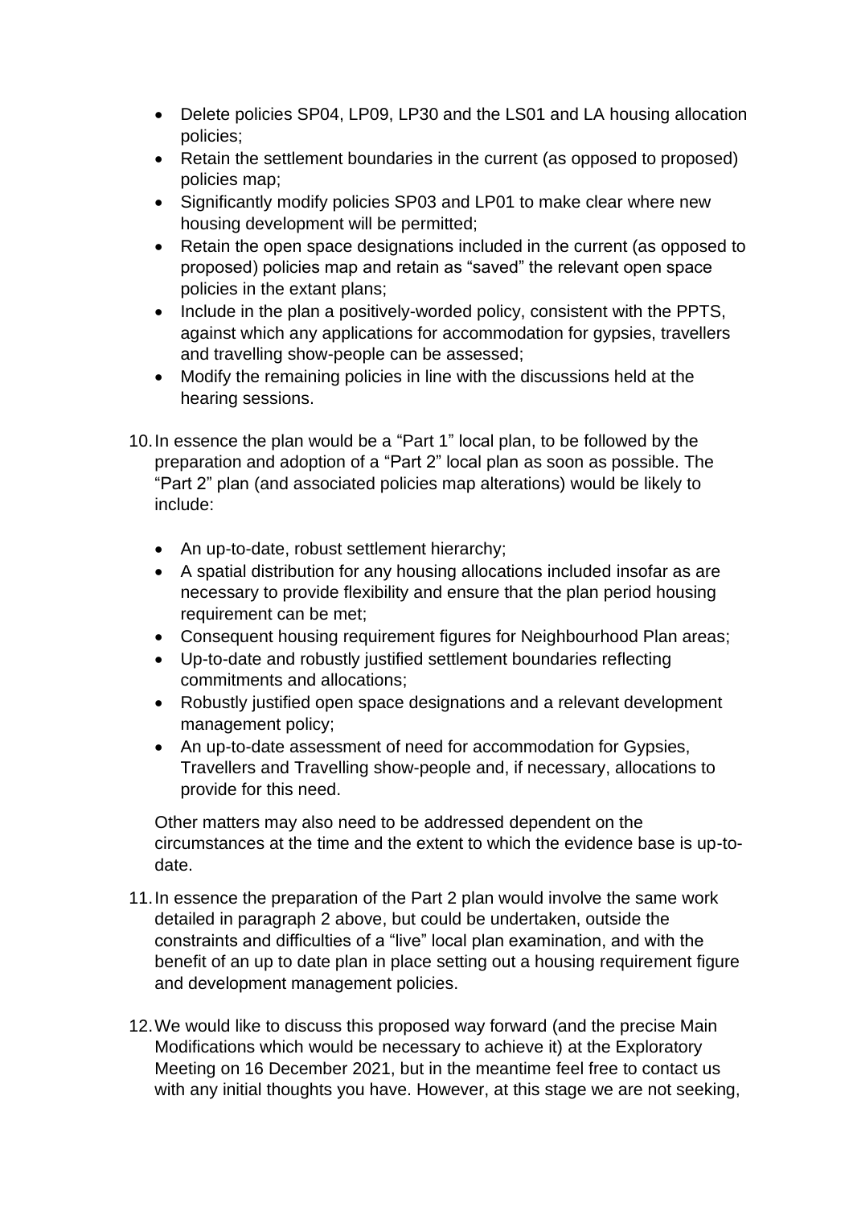- Delete policies SP04, LP09, LP30 and the LS01 and LA housing allocation policies;
- Retain the settlement boundaries in the current (as opposed to proposed) policies map;
- Significantly modify policies SP03 and LP01 to make clear where new housing development will be permitted;
- Retain the open space designations included in the current (as opposed to proposed) policies map and retain as "saved" the relevant open space policies in the extant plans;
- Include in the plan a positively-worded policy, consistent with the PPTS, against which any applications for accommodation for gypsies, travellers and travelling show-people can be assessed;
- Modify the remaining policies in line with the discussions held at the hearing sessions.

10. In essence the plan would be a "Part 1" local plan, to be followed by the preparation and adoption of a "Part 2" local plan as soon as possible. The "Part 2" plan (and associated policies map alterations) would be likely to include:

    - An up-to-date, robust settlement hierarchy;
    - A spatial distribution for any housing allocations included insofar as are necessary to provide flexibility and ensure that the plan period housing requirement can be met;
    - Consequent housing requirement figures for Neighbourhood Plan areas;
    - Up-to-date and robustly justified settlement boundaries reflecting commitments and allocations;
    - Robustly justified open space designations and a relevant development management policy;
    - An up-to-date assessment of need for accommodation for Gypsies, Travellers and Travelling show-people and, if necessary, allocations to provide for this need.

    Other matters may also need to be addressed dependent on the circumstances at the time and the extent to which the evidence base is up-to-date.

11. In essence the preparation of the Part 2 plan would involve the same work detailed in paragraph 2 above, but could be undertaken, outside the constraints and difficulties of a "live" local plan examination, and with the benefit of an up to date plan in place setting out a housing requirement figure and development management policies.

12. We would like to discuss this proposed way forward (and the precise Main Modifications which would be necessary to achieve it) at the Exploratory Meeting on 16 December 2021, but in the meantime feel free to contact us with any initial thoughts you have. However, at this stage we are not seeking,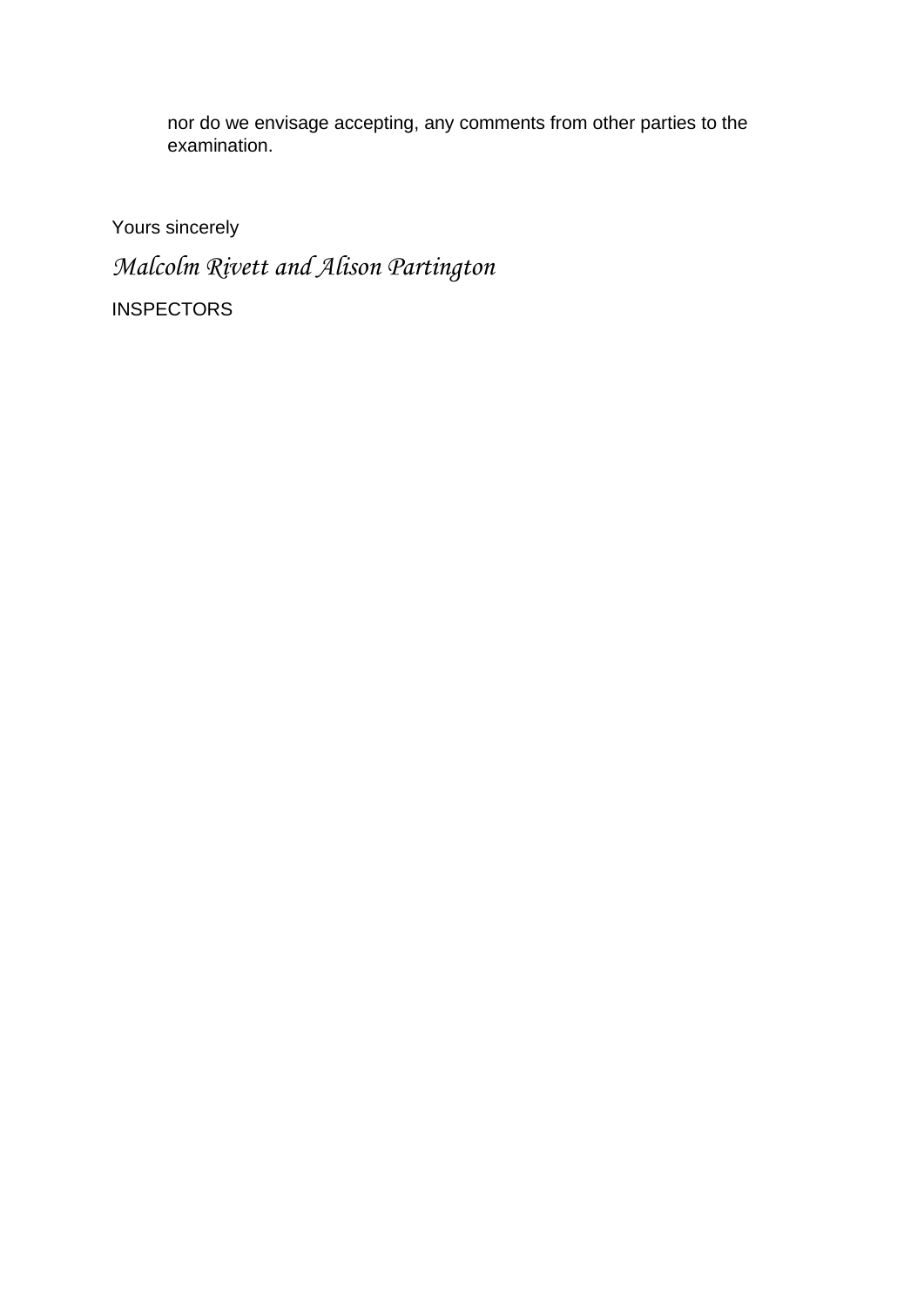nor do we envisage accepting, any comments from other parties to the examination.

Yours sincerely

*Malcolm Rivett and Alison Partington*

INSPECTORS